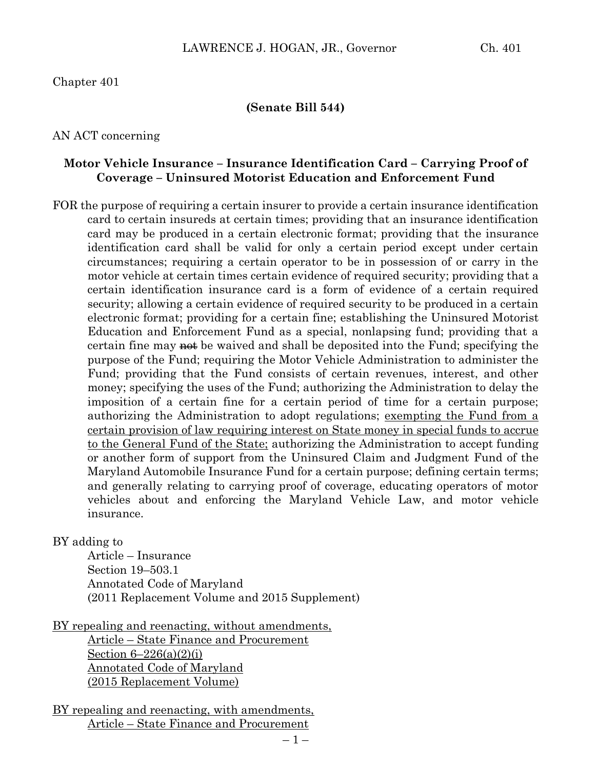Chapter 401

**(Senate Bill 544)**

AN ACT concerning

**Motor Vehicle Insurance – Insurance Identification Card – Carrying Proof of Coverage – Uninsured Motorist Education and Enforcement Fund**

FOR the purpose of requiring a certain insurer to provide a certain insurance identification card to certain insureds at certain times; providing that an insurance identification card may be produced in a certain electronic format; providing that the insurance identification card shall be valid for only a certain period except under certain circumstances; requiring a certain operator to be in possession of or carry in the motor vehicle at certain times certain evidence of required security; providing that a certain identification insurance card is a form of evidence of a certain required security; allowing a certain evidence of required security to be produced in a certain electronic format; providing for a certain fine; establishing the Uninsured Motorist Education and Enforcement Fund as a special, nonlapsing fund; providing that a certain fine may ~~not~~ be waived and shall be deposited into the Fund; specifying the purpose of the Fund; requiring the Motor Vehicle Administration to administer the Fund; providing that the Fund consists of certain revenues, interest, and other money; specifying the uses of the Fund; authorizing the Administration to delay the imposition of a certain fine for a certain period of time for a certain purpose; authorizing the Administration to adopt regulations; <u>exempting the Fund from a certain provision of law requiring interest on State money in special funds to accrue to the General Fund of the State;</u> authorizing the Administration to accept funding or another form of support from the Uninsured Claim and Judgment Fund of the Maryland Automobile Insurance Fund for a certain purpose; defining certain terms; and generally relating to carrying proof of coverage, educating operators of motor vehicles about and enforcing the Maryland Vehicle Law, and motor vehicle insurance.

BY adding to
Article – Insurance
Section 19–503.1
Annotated Code of Maryland
(2011 Replacement Volume and 2015 Supplement)

<u>BY repealing and reenacting, without amendments,</u>
<u>Article – State Finance and Procurement</u>
<u>Section 6–226(a)(2)(i)</u>
<u>Annotated Code of Maryland</u>
<u>(2015 Replacement Volume)</u>

<u>BY repealing and reenacting, with amendments,</u>
<u>Article – State Finance and Procurement</u>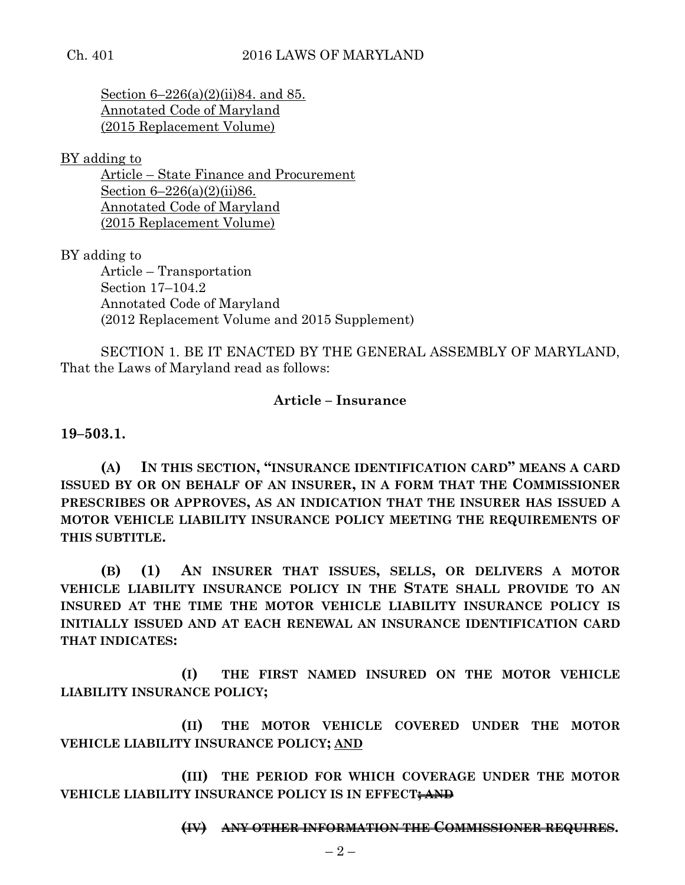Section 6–226(a)(2)(ii)84. and 85.
Annotated Code of Maryland
(2015 Replacement Volume)

BY adding to

Article – State Finance and Procurement
Section 6–226(a)(2)(ii)86.
Annotated Code of Maryland
(2015 Replacement Volume)

BY adding to

Article – Transportation
Section 17–104.2
Annotated Code of Maryland
(2012 Replacement Volume and 2015 Supplement)

SECTION 1. BE IT ENACTED BY THE GENERAL ASSEMBLY OF MARYLAND, That the Laws of Maryland read as follows:

**Article – Insurance**

**19–503.1.**

**(A) IN THIS SECTION, "INSURANCE IDENTIFICATION CARD" MEANS A CARD ISSUED BY OR ON BEHALF OF AN INSURER, IN A FORM THAT THE COMMISSIONER PRESCRIBES OR APPROVES, AS AN INDICATION THAT THE INSURER HAS ISSUED A MOTOR VEHICLE LIABILITY INSURANCE POLICY MEETING THE REQUIREMENTS OF THIS SUBTITLE.**

**(B) (1) AN INSURER THAT ISSUES, SELLS, OR DELIVERS A MOTOR VEHICLE LIABILITY INSURANCE POLICY IN THE STATE SHALL PROVIDE TO AN INSURED AT THE TIME THE MOTOR VEHICLE LIABILITY INSURANCE POLICY IS INITIALLY ISSUED AND AT EACH RENEWAL AN INSURANCE IDENTIFICATION CARD THAT INDICATES:**

**(I) THE FIRST NAMED INSURED ON THE MOTOR VEHICLE LIABILITY INSURANCE POLICY;**

**(II) THE MOTOR VEHICLE COVERED UNDER THE MOTOR VEHICLE LIABILITY INSURANCE POLICY;** AND

**(III) THE PERIOD FOR WHICH COVERAGE UNDER THE MOTOR VEHICLE LIABILITY INSURANCE POLICY IS IN EFFECT~~; AND~~**

~~**(IV) ANY OTHER INFORMATION THE COMMISSIONER REQUIRES**~~**.**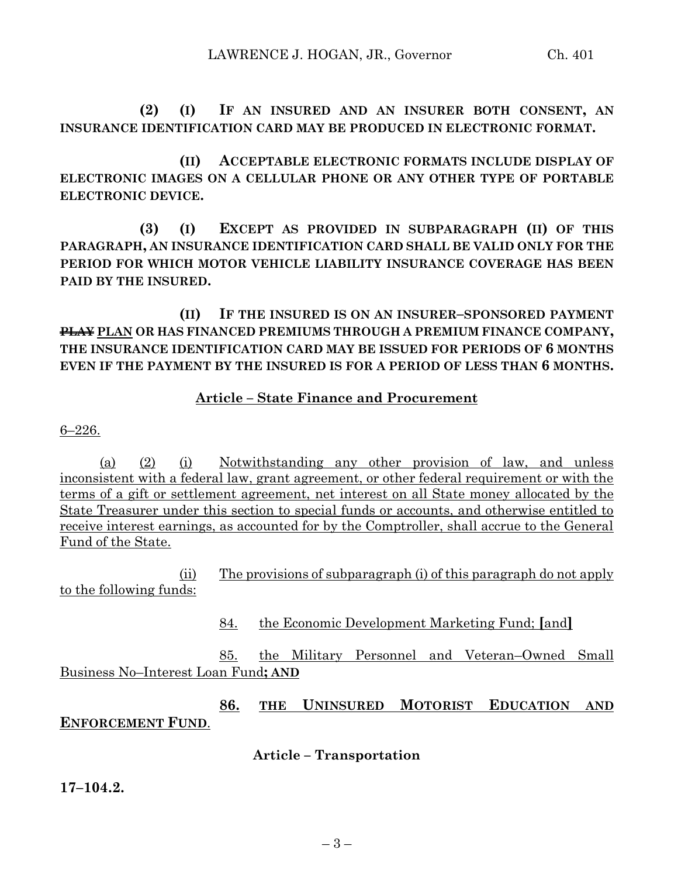**(2) (I) IF AN INSURED AND AN INSURER BOTH CONSENT, AN INSURANCE IDENTIFICATION CARD MAY BE PRODUCED IN ELECTRONIC FORMAT.**

**(II) ACCEPTABLE ELECTRONIC FORMATS INCLUDE DISPLAY OF ELECTRONIC IMAGES ON A CELLULAR PHONE OR ANY OTHER TYPE OF PORTABLE ELECTRONIC DEVICE.**

**(3) (I) EXCEPT AS PROVIDED IN SUBPARAGRAPH (II) OF THIS PARAGRAPH, AN INSURANCE IDENTIFICATION CARD SHALL BE VALID ONLY FOR THE PERIOD FOR WHICH MOTOR VEHICLE LIABILITY INSURANCE COVERAGE HAS BEEN PAID BY THE INSURED.**

**(II) IF THE INSURED IS ON AN INSURER–SPONSORED PAYMENT ~~PLAY~~ PLAN OR HAS FINANCED PREMIUMS THROUGH A PREMIUM FINANCE COMPANY, THE INSURANCE IDENTIFICATION CARD MAY BE ISSUED FOR PERIODS OF 6 MONTHS EVEN IF THE PAYMENT BY THE INSURED IS FOR A PERIOD OF LESS THAN 6 MONTHS.**

## Article – State Finance and Procurement

6–226.

(a) (2) (i) Notwithstanding any other provision of law, and unless inconsistent with a federal law, grant agreement, or other federal requirement or with the terms of a gift or settlement agreement, net interest on all State money allocated by the State Treasurer under this section to special funds or accounts, and otherwise entitled to receive interest earnings, as accounted for by the Comptroller, shall accrue to the General Fund of the State.

(ii) The provisions of subparagraph (i) of this paragraph do not apply to the following funds:

84. the Economic Development Marketing Fund; **[**and**]**

85. the Military Personnel and Veteran–Owned Small Business No–Interest Loan Fund**; AND**

**86. THE UNINSURED MOTORIST EDUCATION AND ENFORCEMENT FUND**.

## Article – Transportation

**17–104.2.**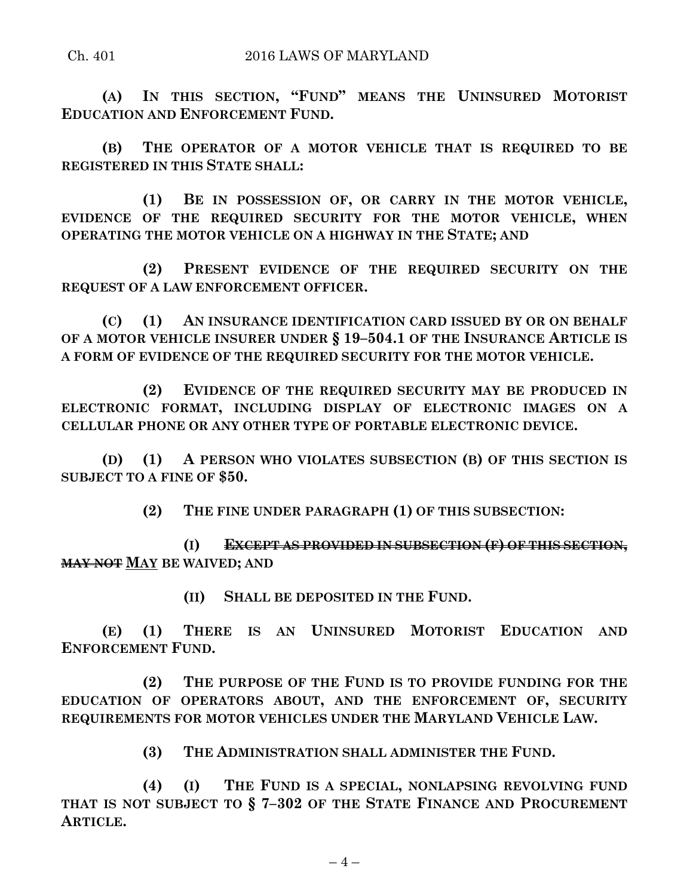**(A) IN THIS SECTION, "FUND" MEANS THE UNINSURED MOTORIST EDUCATION AND ENFORCEMENT FUND.**

**(B) THE OPERATOR OF A MOTOR VEHICLE THAT IS REQUIRED TO BE REGISTERED IN THIS STATE SHALL:**

**(1) BE IN POSSESSION OF, OR CARRY IN THE MOTOR VEHICLE, EVIDENCE OF THE REQUIRED SECURITY FOR THE MOTOR VEHICLE, WHEN OPERATING THE MOTOR VEHICLE ON A HIGHWAY IN THE STATE; AND**

**(2) PRESENT EVIDENCE OF THE REQUIRED SECURITY ON THE REQUEST OF A LAW ENFORCEMENT OFFICER.**

**(C) (1) AN INSURANCE IDENTIFICATION CARD ISSUED BY OR ON BEHALF OF A MOTOR VEHICLE INSURER UNDER § 19–504.1 OF THE INSURANCE ARTICLE IS A FORM OF EVIDENCE OF THE REQUIRED SECURITY FOR THE MOTOR VEHICLE.**

**(2) EVIDENCE OF THE REQUIRED SECURITY MAY BE PRODUCED IN ELECTRONIC FORMAT, INCLUDING DISPLAY OF ELECTRONIC IMAGES ON A CELLULAR PHONE OR ANY OTHER TYPE OF PORTABLE ELECTRONIC DEVICE.**

**(D) (1) A PERSON WHO VIOLATES SUBSECTION (B) OF THIS SECTION IS SUBJECT TO A FINE OF $50.**

**(2) THE FINE UNDER PARAGRAPH (1) OF THIS SUBSECTION:**

**(I) ~~EXCEPT AS PROVIDED IN SUBSECTION (F) OF THIS SECTION, MAY NOT~~ <u>MAY</u> BE WAIVED; AND**

**(II) SHALL BE DEPOSITED IN THE FUND.**

**(E) (1) THERE IS AN UNINSURED MOTORIST EDUCATION AND ENFORCEMENT FUND.**

**(2) THE PURPOSE OF THE FUND IS TO PROVIDE FUNDING FOR THE EDUCATION OF OPERATORS ABOUT, AND THE ENFORCEMENT OF, SECURITY REQUIREMENTS FOR MOTOR VEHICLES UNDER THE MARYLAND VEHICLE LAW.**

**(3) THE ADMINISTRATION SHALL ADMINISTER THE FUND.**

**(4) (I) THE FUND IS A SPECIAL, NONLAPSING REVOLVING FUND THAT IS NOT SUBJECT TO § 7–302 OF THE STATE FINANCE AND PROCUREMENT ARTICLE.**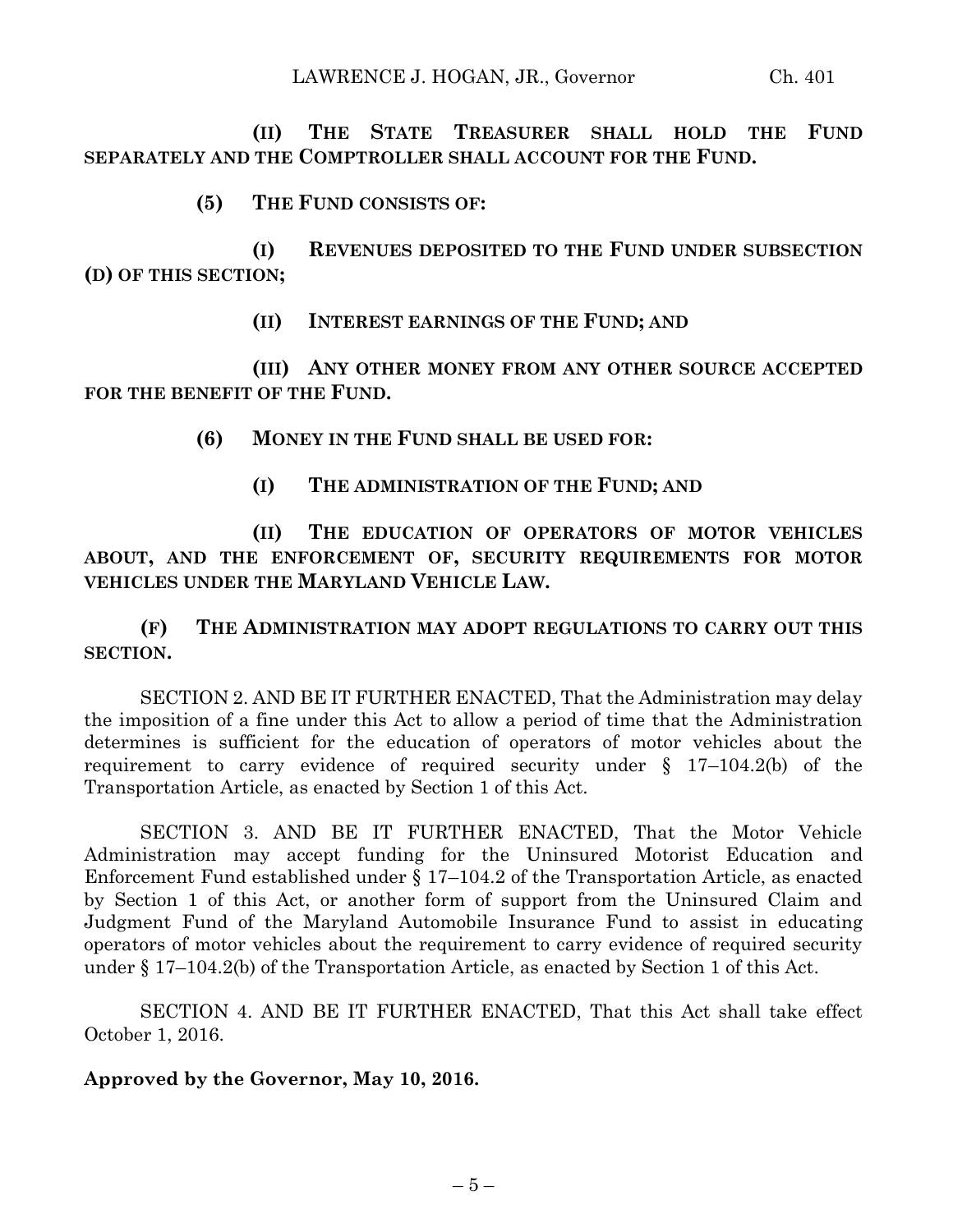**(II) THE STATE TREASURER SHALL HOLD THE FUND SEPARATELY AND THE COMPTROLLER SHALL ACCOUNT FOR THE FUND.**

**(5) THE FUND CONSISTS OF:**

**(I) REVENUES DEPOSITED TO THE FUND UNDER SUBSECTION (D) OF THIS SECTION;**

**(II) INTEREST EARNINGS OF THE FUND; AND**

**(III) ANY OTHER MONEY FROM ANY OTHER SOURCE ACCEPTED FOR THE BENEFIT OF THE FUND.**

**(6) MONEY IN THE FUND SHALL BE USED FOR:**

**(I) THE ADMINISTRATION OF THE FUND; AND**

**(II) THE EDUCATION OF OPERATORS OF MOTOR VEHICLES ABOUT, AND THE ENFORCEMENT OF, SECURITY REQUIREMENTS FOR MOTOR VEHICLES UNDER THE MARYLAND VEHICLE LAW.**

**(F) THE ADMINISTRATION MAY ADOPT REGULATIONS TO CARRY OUT THIS SECTION.**

SECTION 2. AND BE IT FURTHER ENACTED, That the Administration may delay the imposition of a fine under this Act to allow a period of time that the Administration determines is sufficient for the education of operators of motor vehicles about the requirement to carry evidence of required security under § 17–104.2(b) of the Transportation Article, as enacted by Section 1 of this Act.

SECTION 3. AND BE IT FURTHER ENACTED, That the Motor Vehicle Administration may accept funding for the Uninsured Motorist Education and Enforcement Fund established under § 17–104.2 of the Transportation Article, as enacted by Section 1 of this Act, or another form of support from the Uninsured Claim and Judgment Fund of the Maryland Automobile Insurance Fund to assist in educating operators of motor vehicles about the requirement to carry evidence of required security under § 17–104.2(b) of the Transportation Article, as enacted by Section 1 of this Act.

SECTION 4. AND BE IT FURTHER ENACTED, That this Act shall take effect October 1, 2016.

**Approved by the Governor, May 10, 2016.**